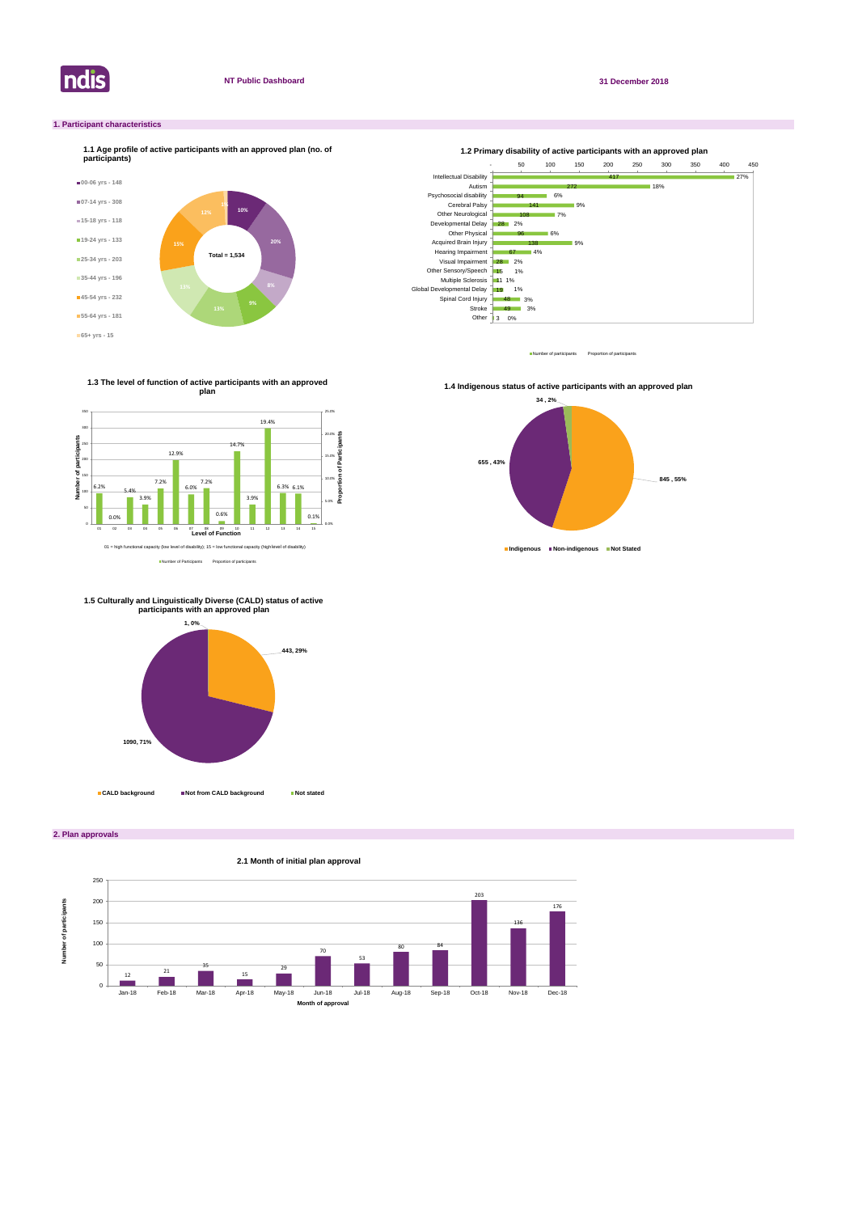ndis

NT Public Dashboard

31 December 2018

## 1. Participant characteristics

### 1.1 Age profile of active participants with an approved plan (no. of participants)

| Age group | Number |
|---|---|
| 00-06 yrs | 148 |
| 07-14 yrs | 308 |
| 15-18 yrs | 118 |
| 19-24 yrs | 133 |
| 25-34 yrs | 203 |
| 35-44 yrs | 196 |
| 45-54 yrs | 232 |
| 55-64 yrs | 181 |
| 65+ yrs | 15 |

Total = 1,534

### 1.2 Primary disability of active participants with an approved plan

| Primary disability | Number of participants | Proportion of participants |
|---|---|---|
| Intellectual Disability | 417 | 27% |
| Autism | 272 | 18% |
| Psychosocial disability | 94 | 6% |
| Cerebral Palsy | 141 | 9% |
| Other Neurological | 108 | 7% |
| Developmental Delay | 28 | 2% |
| Other Physical | 96 | 6% |
| Acquired Brain Injury | 138 | 9% |
| Hearing Impairment | 67 | 4% |
| Visual Impairment | 28 | 2% |
| Other Sensory/Speech | 15 | 1% |
| Multiple Sclerosis | 11 | 1% |
| Global Developmental Delay | 19 | 1% |
| Spinal Cord Injury | 48 | 3% |
| Stroke | 49 | 3% |
| Other | 3 | 0% |

### 1.3 The level of function of active participants with an approved plan

| Level of Function | Proportion of participants |
|---|---|
| 01 | 6.2% |
| 02 | 0.0% |
| 03 | 5.4% |
| 04 | 3.9% |
| 05 | 7.2% |
| 06 | 12.9% |
| 07 | 6.0% |
| 08 | 7.2% |
| 09 | 0.6% |
| 10 | 14.7% |
| 11 | 3.9% |
| 12 | 19.4% |
| 13 | 6.3% |
| 14 | 6.1% |
| 15 | 0.1% |

01 = high functional capacity (low level of disability); 15 = low functional capacity (high level of disability)

### 1.4 Indigenous status of active participants with an approved plan

| Status | Number | Proportion |
|---|---|---|
| Indigenous | 845 | 55% |
| Non-indigenous | 655 | 43% |
| Not Stated | 34 | 2% |

### 1.5 Culturally and Linguistically Diverse (CALD) status of active participants with an approved plan

| Status | Number | Proportion |
|---|---|---|
| CALD background | 443 | 29% |
| Not from CALD background | 1090 | 71% |
| Not stated | 1 | 0% |

## 2. Plan approvals

### 2.1 Month of initial plan approval

| Month of approval | Number of participants |
|---|---|
| Jan-18 | 12 |
| Feb-18 | 21 |
| Mar-18 | 35 |
| Apr-18 | 15 |
| May-18 | 29 |
| Jun-18 | 70 |
| Jul-18 | 53 |
| Aug-18 | 80 |
| Sep-18 | 84 |
| Oct-18 | 203 |
| Nov-18 | 136 |
| Dec-18 | 176 |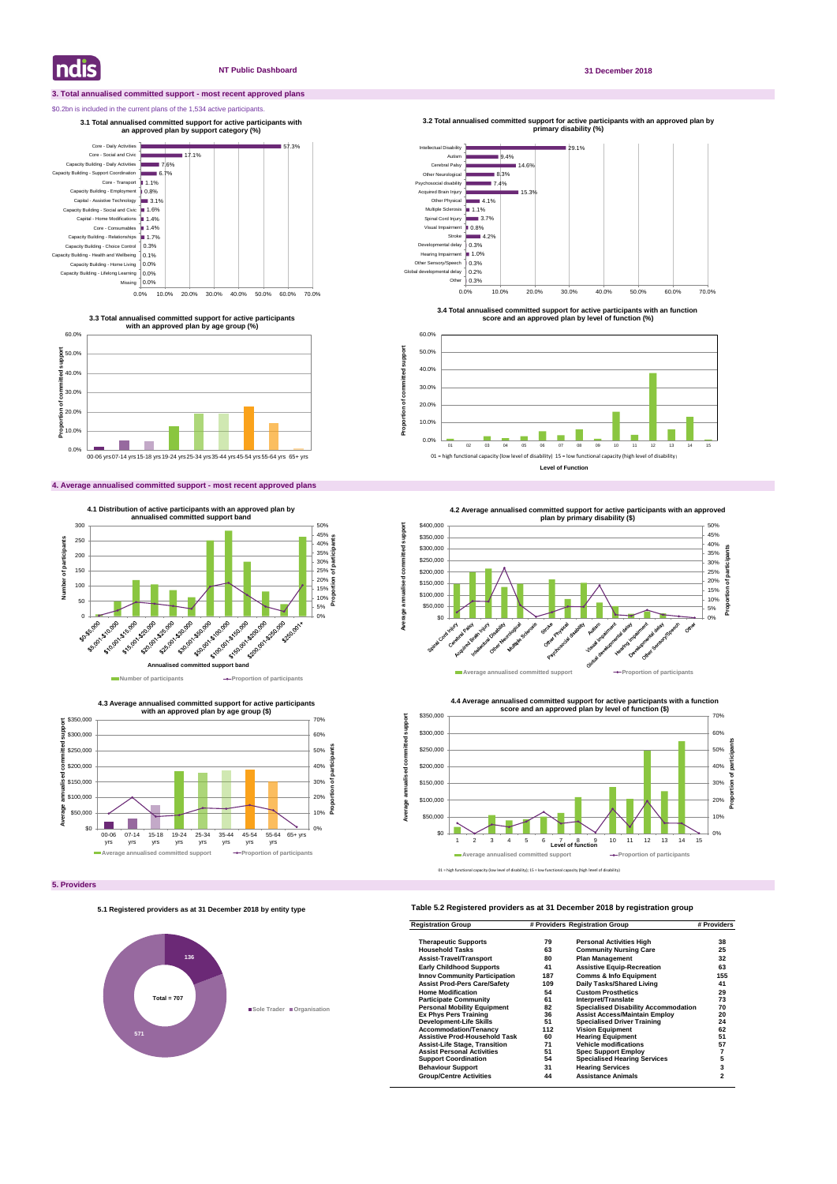## 3. Total annualised committed support - most recent approved plans

$0.2bn is included in the current plans of the 1,534 active participants.

### 3.1 Total annualised committed support for active participants with an approved plan by support category (%)

Core - Daily Activities 57.3%
Core - Social and Civic 17.1%
Capacity Building - Daily Activities 7.6%
Capacity Building - Support Coordination 6.7%
Core - Transport 1.1%
Capacity Building - Employment 0.8%
Capital - Assistive Technology 3.1%
Capacity Building - Social and Civic 1.6%
Capital - Home Modifications 1.4%
Core - Consumables 1.4%
Capacity Building - Relationships 1.7%
Capacity Building - Choice Control 0.3%
Capacity Building - Health and Wellbeing 0.1%
Capacity Building - Home Living 0.0%
Capacity Building - Lifelong Learning 0.0%
Missing 0.0%

0.0% 10.0% 20.0% 30.0% 40.0% 50.0% 60.0% 70.0%

### 3.2 Total annualised committed support for active participants with an approved plan by primary disability (%)

Intellectual Disability 29.1%
Autism 9.4%
Cerebral Palsy 14.6%
Other Neurological 8.3%
Psychosocial disability 7.4%
Acquired Brain Injury 15.3%
Other Physical 4.1%
Multiple Sclerosis 1.1%
Spinal Cord Injury 3.7%
Visual Impairment 0.8%
Stroke 4.2%
Developmental delay 0.3%
Hearing Impairment 1.0%
Other Sensory/Speech 0.3%
Global developmental delay 0.2%
Other 0.3%

0.0% 10.0% 20.0% 30.0% 40.0% 50.0% 60.0% 70.0%

### 3.3 Total annualised committed support for active participants with an approved plan by age group (%)

Proportion of committed support

60.0% 50.0% 40.0% 30.0% 20.0% 10.0% 0.0%

00-06 yrs 07-14 yrs 15-18 yrs 19-24 yrs 25-34 yrs 35-44 yrs 45-54 yrs 55-64 yrs 65+ yrs

### 3.4 Total annualised committed support for active participants with an function score and an approved plan by level of function (%)

Proportion of committed support

60.0% 50.0% 40.0% 30.0% 20.0% 10.0% 0.0%

01 02 03 04 05 06 07 08 09 10 11 12 13 14 15

01 = high functional capacity (low level of disability) 15 = low functional capacity (high level of disability)

Level of Function

## 4. Average annualised committed support - most recent approved plans

### 4.1 Distribution of active participants with an approved plan by annualised committed support band

Number of participants: 300 250 200 150 100 50 0

Proportion of participants: 50% 45% 40% 35% 30% 25% 20% 15% 10% 5% 0%

$0-$5,000 $5,001-$10,000 $10,001-$15,000 $15,001-$20,000 $20,001-$25,000 $25,001-$30,000 $30,001-$50,000 $50,001-$100,000 $100,001-$150,000 $150,001-$200,000 $200,001-$250,000 $250,001+

Annualised committed support band

Number of participants — Proportion of participants

### 4.2 Average annualised committed support for active participants with an approved plan by primary disability ($)

Average annualised committed support: $400,000 $350,000 $300,000 $250,000 $200,000 $150,000 $100,000 $50,000 $0

Proportion of participants: 50% 45% 40% 35% 30% 25% 20% 15% 10% 5% 0%

Spinal Cord Injury, Cerebral Palsy, Acquired Brain Injury, Intellectual Disability, Other Neurological, Multiple Sclerosis, Stroke, Other Physical, Psychosocial disability, Autism, Visual Impairment, Global developmental delay, Hearing Impairment, Developmental delay, Other Sensory/Speech, Other

Average annualised committed support — Proportion of participants

### 4.3 Average annualised committed support for active participants with an approved plan by age group ($)

Average annualised committed support: $350,000 $300,000 $250,000 $200,000 $150,000 $100,000 $50,000 $0

Proportion of participants: 70% 60% 50% 40% 30% 20% 10% 0%

00-06 yrs 07-14 yrs 15-18 yrs 19-24 yrs 25-34 yrs 35-44 yrs 45-54 yrs 55-64 yrs 65+ yrs

Average annualised committed support — Proportion of participants

### 4.4 Average annualised committed support for active participants with a function score and an approved plan by level of function ($)

Average annualised committed support: $350,000 $300,000 $250,000 $200,000 $150,000 $100,000 $50,000 $0

Proportion of participants: 70% 60% 50% 40% 30% 20% 10% 0%

1 2 3 4 5 6 7 8 9 10 11 12 13 14 15

Level of function

Average annualised committed support — Proportion of participants

01 = high functional capacity (low level of disability); 15 = low functional capacity (high level of disability)

## 5. Providers

### 5.1 Registered providers as at 31 December 2018 by entity type

136
571
Total = 707

Sole Trader  Organisation

### Table 5.2 Registered providers as at 31 December 2018 by registration group

| Registration Group | # Providers | Registration Group | # Providers |
|---|---|---|---|
| Therapeutic Supports | 79 | Personal Activities High | 38 |
| Household Tasks | 63 | Community Nursing Care | 25 |
| Assist-Travel/Transport | 80 | Plan Management | 32 |
| Early Childhood Supports | 41 | Assistive Equip-Recreation | 63 |
| Innov Community Participation | 187 | Comms & Info Equipment | 155 |
| Assist Prod-Pers Care/Safety | 109 | Daily Tasks/Shared Living | 41 |
| Home Modification | 54 | Custom Prosthetics | 29 |
| Participate Community | 61 | Interpret/Translate | 73 |
| Personal Mobility Equipment | 82 | Specialised Disability Accommodation | 70 |
| Ex Phys Pers Training | 36 | Assist Access/Maintain Employ | 20 |
| Development-Life Skills | 51 | Specialised Driver Training | 24 |
| Accommodation/Tenancy | 112 | Vision Equipment | 62 |
| Assistive Prod-Household Task | 60 | Hearing Equipment | 51 |
| Assist-Life Stage, Transition | 71 | Vehicle modifications | 57 |
| Assist Personal Activities | 51 | Spec Support Employ | 7 |
| Support Coordination | 54 | Specialised Hearing Services | 5 |
| Behaviour Support | 31 | Hearing Services | 3 |
| Group/Centre Activities | 44 | Assistance Animals | 2 |